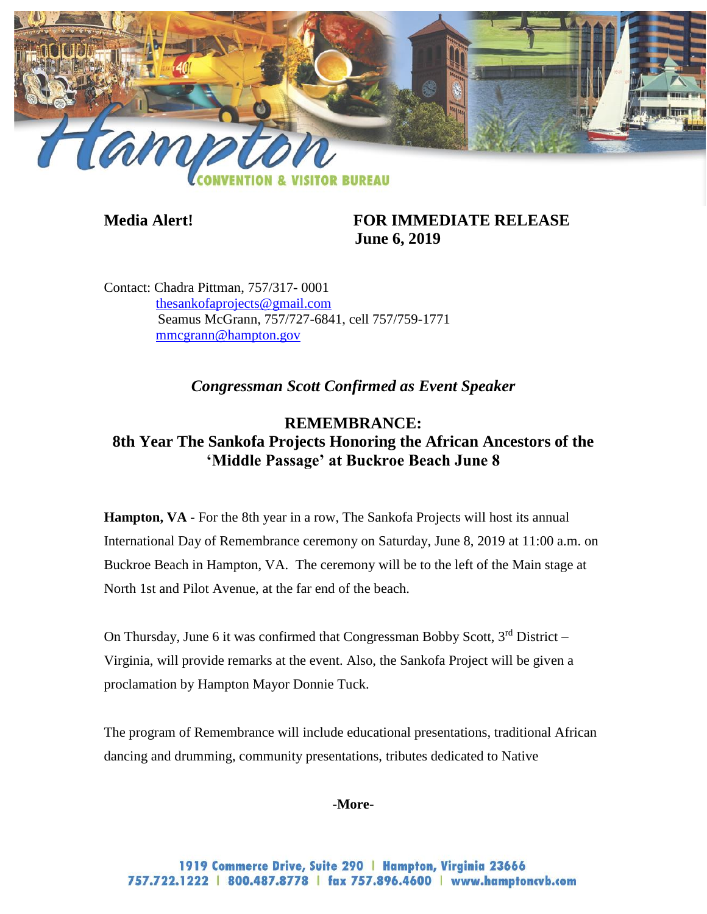Hampton CONVENTION & VISITOR BUREAU

**Media Alert!** **FOR IMMEDIATE RELEASE**
**June 6, 2019**

Contact: Chadra Pittman, 757/317- 0001
thesankofaprojects@gmail.com
Seamus McGrann, 757/727-6841, cell 757/759-1771
mmcgrann@hampton.gov

***Congressman Scott Confirmed as Event Speaker***

## REMEMBRANCE:
## 8th Year The Sankofa Projects Honoring the African Ancestors of the 'Middle Passage' at Buckroe Beach June 8

**Hampton, VA -** For the 8th year in a row, The Sankofa Projects will host its annual International Day of Remembrance ceremony on Saturday, June 8, 2019 at 11:00 a.m. on Buckroe Beach in Hampton, VA. The ceremony will be to the left of the Main stage at North 1st and Pilot Avenue, at the far end of the beach.

On Thursday, June 6 it was confirmed that Congressman Bobby Scott, 3rd District – Virginia, will provide remarks at the event. Also, the Sankofa Project will be given a proclamation by Hampton Mayor Donnie Tuck.

The program of Remembrance will include educational presentations, traditional African dancing and drumming, community presentations, tributes dedicated to Native

**-More-**

1919 Commerce Drive, Suite 290 | Hampton, Virginia 23666
757.722.1222 | 800.487.8778 | fax 757.896.4600 | www.hamptoncvb.com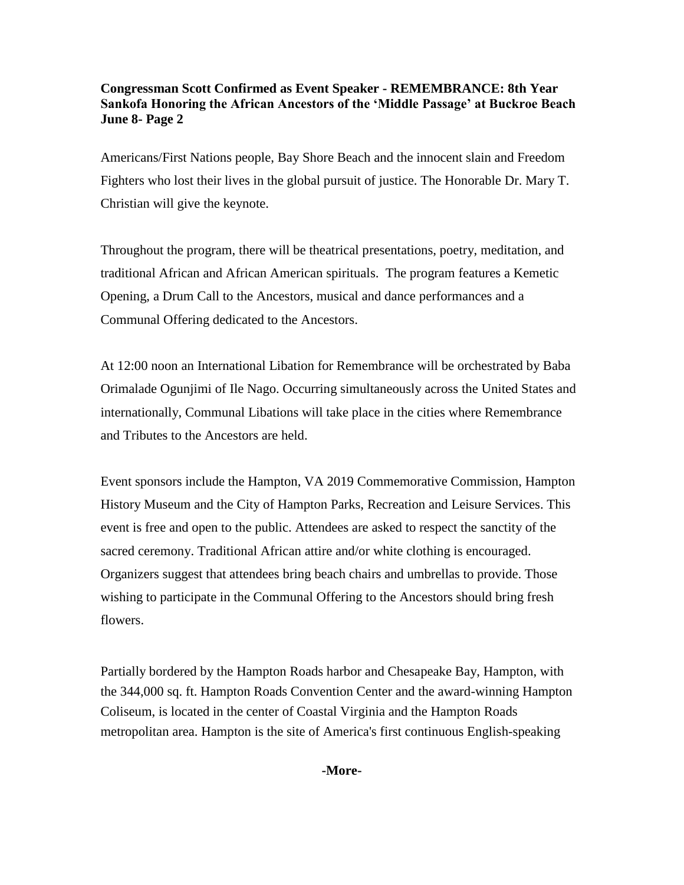**Congressman Scott Confirmed as Event Speaker - REMEMBRANCE: 8th Year Sankofa Honoring the African Ancestors of the 'Middle Passage' at Buckroe Beach June 8- Page 2**

Americans/First Nations people, Bay Shore Beach and the innocent slain and Freedom Fighters who lost their lives in the global pursuit of justice. The Honorable Dr. Mary T. Christian will give the keynote.

Throughout the program, there will be theatrical presentations, poetry, meditation, and traditional African and African American spirituals. The program features a Kemetic Opening, a Drum Call to the Ancestors, musical and dance performances and a Communal Offering dedicated to the Ancestors.

At 12:00 noon an International Libation for Remembrance will be orchestrated by Baba Orimalade Ogunjimi of Ile Nago. Occurring simultaneously across the United States and internationally, Communal Libations will take place in the cities where Remembrance and Tributes to the Ancestors are held.

Event sponsors include the Hampton, VA 2019 Commemorative Commission, Hampton History Museum and the City of Hampton Parks, Recreation and Leisure Services. This event is free and open to the public. Attendees are asked to respect the sanctity of the sacred ceremony. Traditional African attire and/or white clothing is encouraged. Organizers suggest that attendees bring beach chairs and umbrellas to provide. Those wishing to participate in the Communal Offering to the Ancestors should bring fresh flowers.

Partially bordered by the Hampton Roads harbor and Chesapeake Bay, Hampton, with the 344,000 sq. ft. Hampton Roads Convention Center and the award-winning Hampton Coliseum, is located in the center of Coastal Virginia and the Hampton Roads metropolitan area. Hampton is the site of America's first continuous English-speaking

**-More-**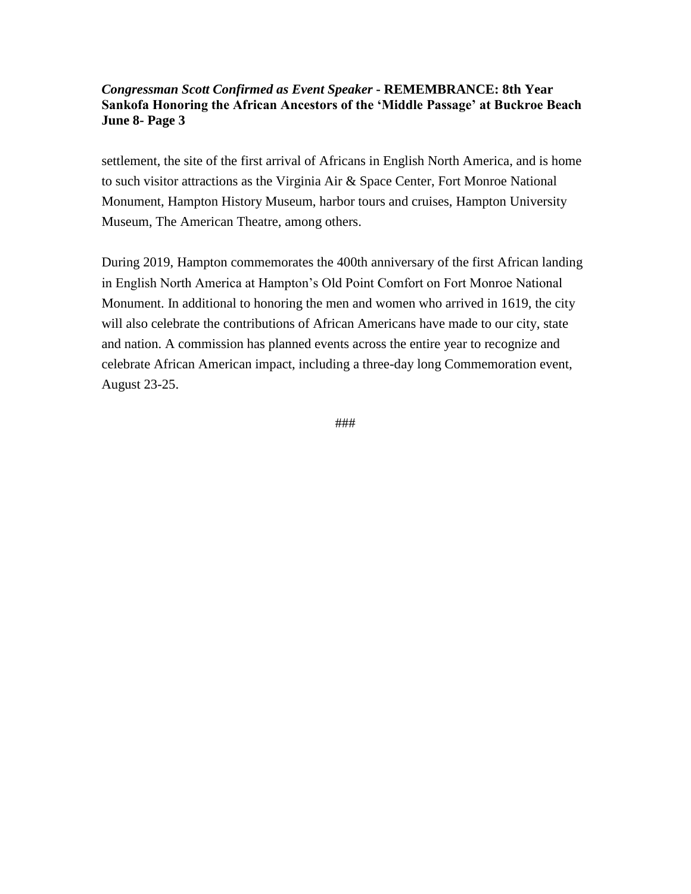settlement, the site of the first arrival of Africans in English North America, and is home to such visitor attractions as the Virginia Air & Space Center, Fort Monroe National Monument, Hampton History Museum, harbor tours and cruises, Hampton University Museum, The American Theatre, among others.

During 2019, Hampton commemorates the 400th anniversary of the first African landing in English North America at Hampton's Old Point Comfort on Fort Monroe National Monument. In additional to honoring the men and women who arrived in 1619, the city will also celebrate the contributions of African Americans have made to our city, state and nation. A commission has planned events across the entire year to recognize and celebrate African American impact, including a three-day long Commemoration event, August 23-25.

###